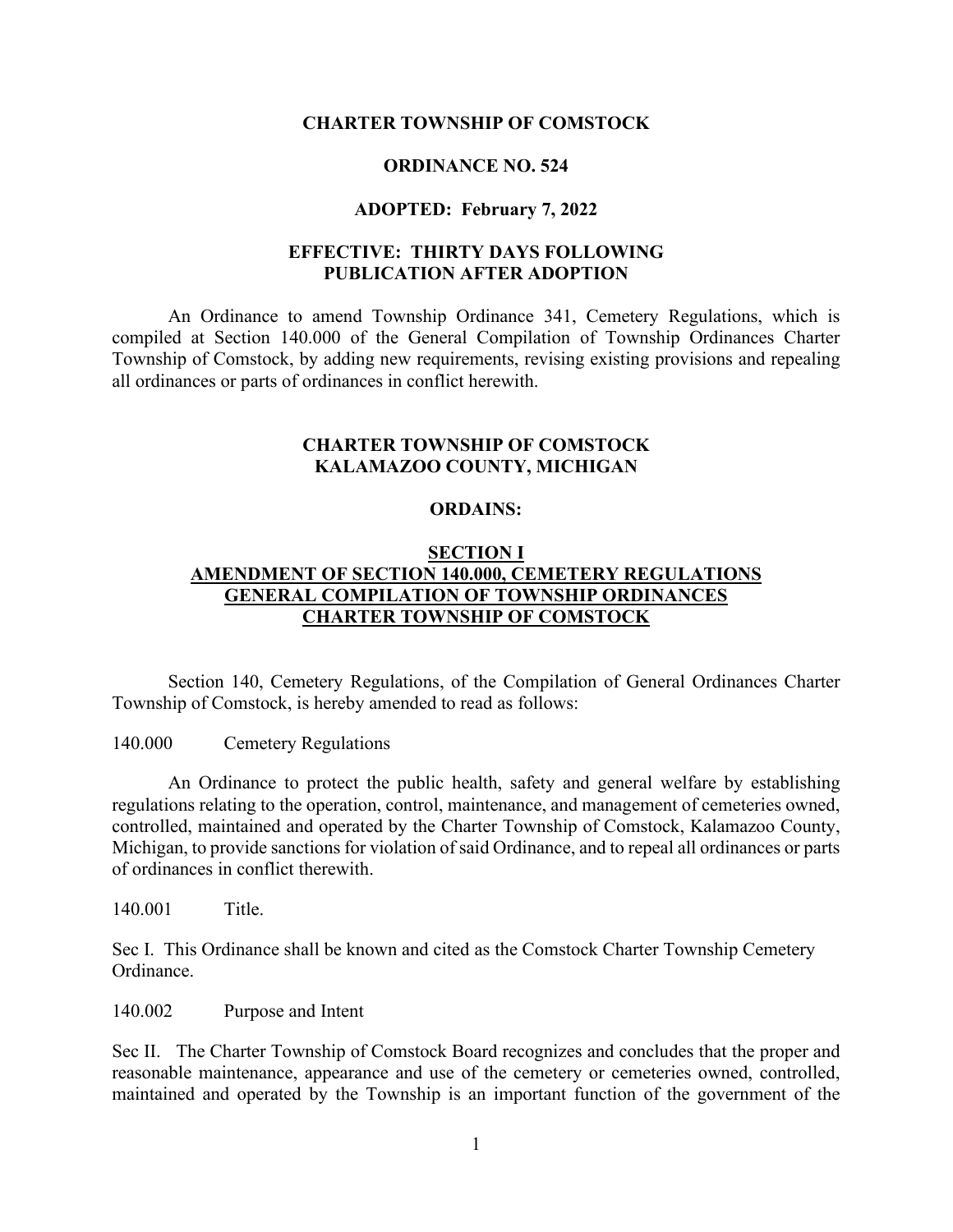**CHARTER TOWNSHIP OF COMSTOCK**

**ORDINANCE NO. 524**

**ADOPTED: February 7, 2022**

**EFFECTIVE: THIRTY DAYS FOLLOWING PUBLICATION AFTER ADOPTION**

An Ordinance to amend Township Ordinance 341, Cemetery Regulations, which is compiled at Section 140.000 of the General Compilation of Township Ordinances Charter Township of Comstock, by adding new requirements, revising existing provisions and repealing all ordinances or parts of ordinances in conflict herewith.

**CHARTER TOWNSHIP OF COMSTOCK**
**KALAMAZOO COUNTY, MICHIGAN**

**ORDAINS:**

**SECTION I**
**AMENDMENT OF SECTION 140.000, CEMETERY REGULATIONS**
**GENERAL COMPILATION OF TOWNSHIP ORDINANCES**
**CHARTER TOWNSHIP OF COMSTOCK**

Section 140, Cemetery Regulations, of the Compilation of General Ordinances Charter Township of Comstock, is hereby amended to read as follows:

140.000 Cemetery Regulations

An Ordinance to protect the public health, safety and general welfare by establishing regulations relating to the operation, control, maintenance, and management of cemeteries owned, controlled, maintained and operated by the Charter Township of Comstock, Kalamazoo County, Michigan, to provide sanctions for violation of said Ordinance, and to repeal all ordinances or parts of ordinances in conflict therewith.

140.001 Title.

Sec I. This Ordinance shall be known and cited as the Comstock Charter Township Cemetery Ordinance.

140.002 Purpose and Intent

Sec II. The Charter Township of Comstock Board recognizes and concludes that the proper and reasonable maintenance, appearance and use of the cemetery or cemeteries owned, controlled, maintained and operated by the Township is an important function of the government of the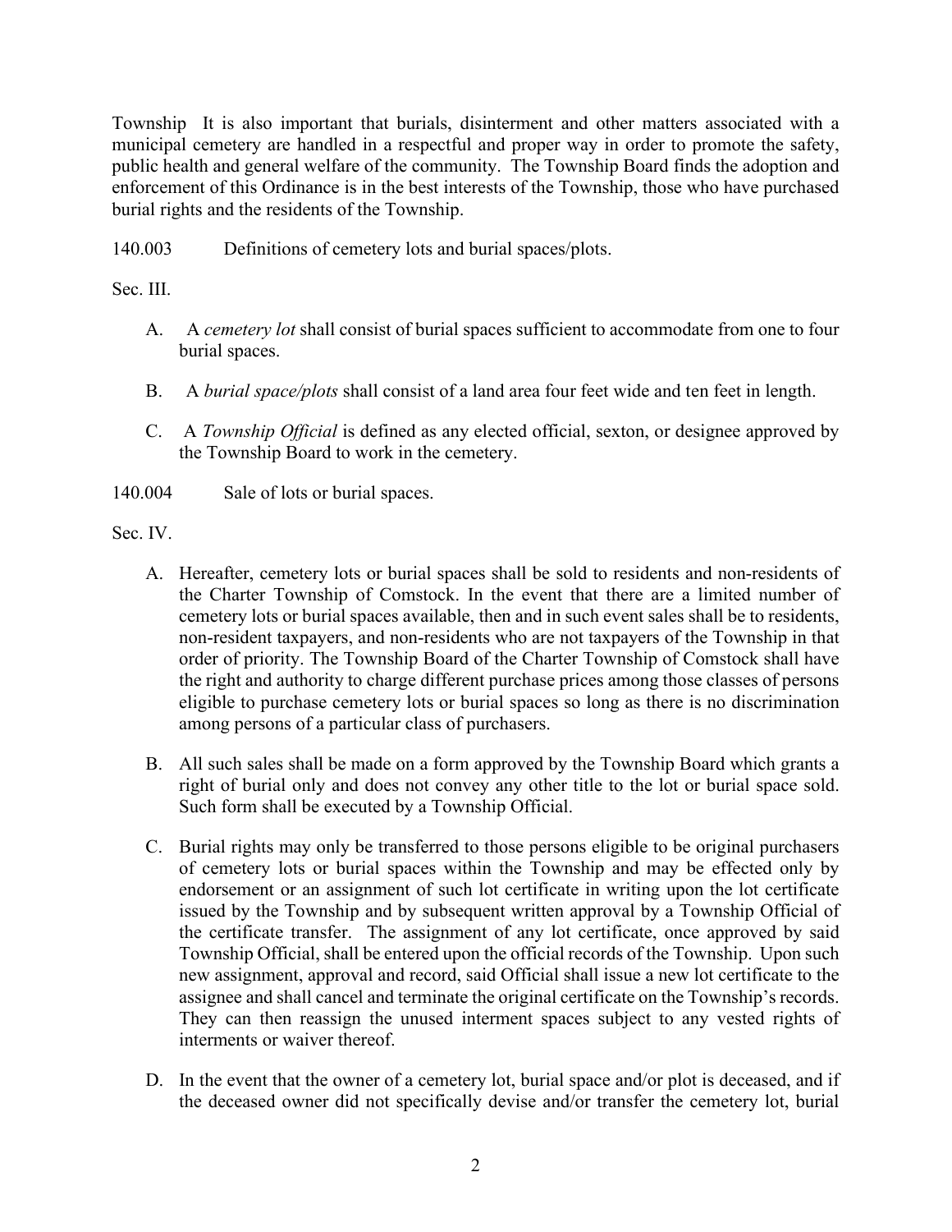Township It is also important that burials, disinterment and other matters associated with a municipal cemetery are handled in a respectful and proper way in order to promote the safety, public health and general welfare of the community. The Township Board finds the adoption and enforcement of this Ordinance is in the best interests of the Township, those who have purchased burial rights and the residents of the Township.

140.003 Definitions of cemetery lots and burial spaces/plots.

Sec. III.

A. A *cemetery lot* shall consist of burial spaces sufficient to accommodate from one to four burial spaces.

B. A *burial space/plots* shall consist of a land area four feet wide and ten feet in length.

C. A *Township Official* is defined as any elected official, sexton, or designee approved by the Township Board to work in the cemetery.

140.004 Sale of lots or burial spaces.

Sec. IV.

A. Hereafter, cemetery lots or burial spaces shall be sold to residents and non-residents of the Charter Township of Comstock. In the event that there are a limited number of cemetery lots or burial spaces available, then and in such event sales shall be to residents, non-resident taxpayers, and non-residents who are not taxpayers of the Township in that order of priority. The Township Board of the Charter Township of Comstock shall have the right and authority to charge different purchase prices among those classes of persons eligible to purchase cemetery lots or burial spaces so long as there is no discrimination among persons of a particular class of purchasers.

B. All such sales shall be made on a form approved by the Township Board which grants a right of burial only and does not convey any other title to the lot or burial space sold. Such form shall be executed by a Township Official.

C. Burial rights may only be transferred to those persons eligible to be original purchasers of cemetery lots or burial spaces within the Township and may be effected only by endorsement or an assignment of such lot certificate in writing upon the lot certificate issued by the Township and by subsequent written approval by a Township Official of the certificate transfer. The assignment of any lot certificate, once approved by said Township Official, shall be entered upon the official records of the Township. Upon such new assignment, approval and record, said Official shall issue a new lot certificate to the assignee and shall cancel and terminate the original certificate on the Township's records. They can then reassign the unused interment spaces subject to any vested rights of interments or waiver thereof.

D. In the event that the owner of a cemetery lot, burial space and/or plot is deceased, and if the deceased owner did not specifically devise and/or transfer the cemetery lot, burial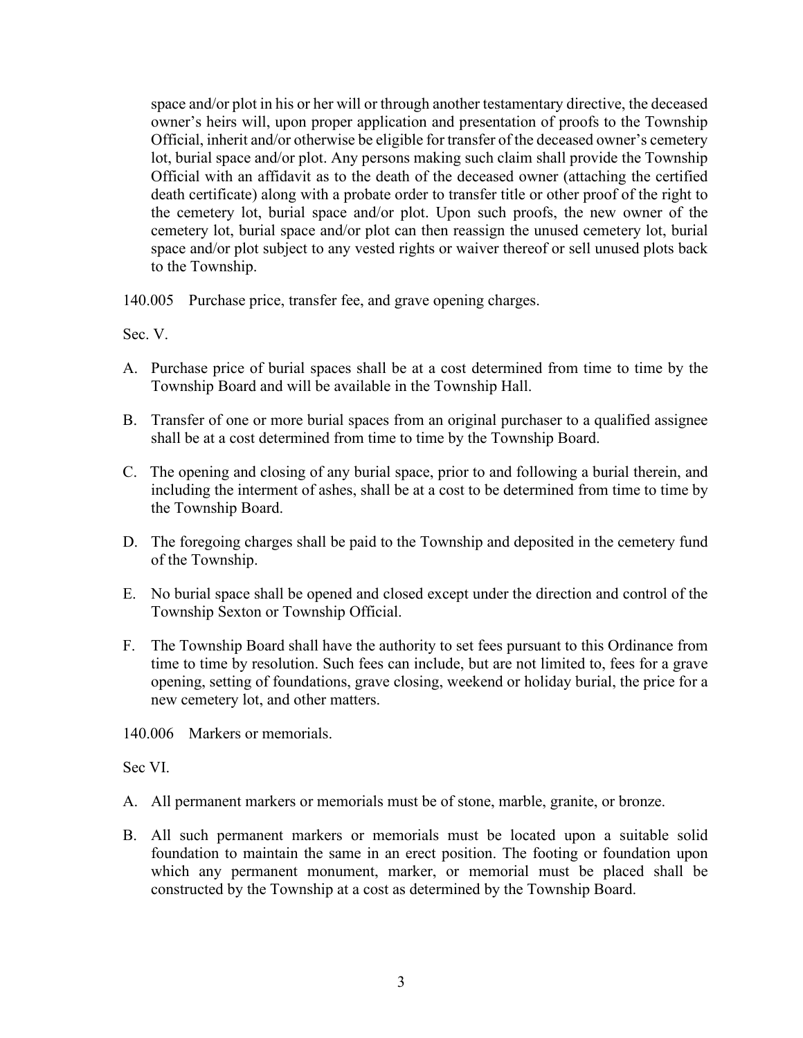space and/or plot in his or her will or through another testamentary directive, the deceased owner's heirs will, upon proper application and presentation of proofs to the Township Official, inherit and/or otherwise be eligible for transfer of the deceased owner's cemetery lot, burial space and/or plot. Any persons making such claim shall provide the Township Official with an affidavit as to the death of the deceased owner (attaching the certified death certificate) along with a probate order to transfer title or other proof of the right to the cemetery lot, burial space and/or plot. Upon such proofs, the new owner of the cemetery lot, burial space and/or plot can then reassign the unused cemetery lot, burial space and/or plot subject to any vested rights or waiver thereof or sell unused plots back to the Township.

140.005 Purchase price, transfer fee, and grave opening charges.

Sec. V.

A. Purchase price of burial spaces shall be at a cost determined from time to time by the Township Board and will be available in the Township Hall.

B. Transfer of one or more burial spaces from an original purchaser to a qualified assignee shall be at a cost determined from time to time by the Township Board.

C. The opening and closing of any burial space, prior to and following a burial therein, and including the interment of ashes, shall be at a cost to be determined from time to time by the Township Board.

D. The foregoing charges shall be paid to the Township and deposited in the cemetery fund of the Township.

E. No burial space shall be opened and closed except under the direction and control of the Township Sexton or Township Official.

F. The Township Board shall have the authority to set fees pursuant to this Ordinance from time to time by resolution. Such fees can include, but are not limited to, fees for a grave opening, setting of foundations, grave closing, weekend or holiday burial, the price for a new cemetery lot, and other matters.

140.006 Markers or memorials.

Sec VI.

A. All permanent markers or memorials must be of stone, marble, granite, or bronze.

B. All such permanent markers or memorials must be located upon a suitable solid foundation to maintain the same in an erect position. The footing or foundation upon which any permanent monument, marker, or memorial must be placed shall be constructed by the Township at a cost as determined by the Township Board.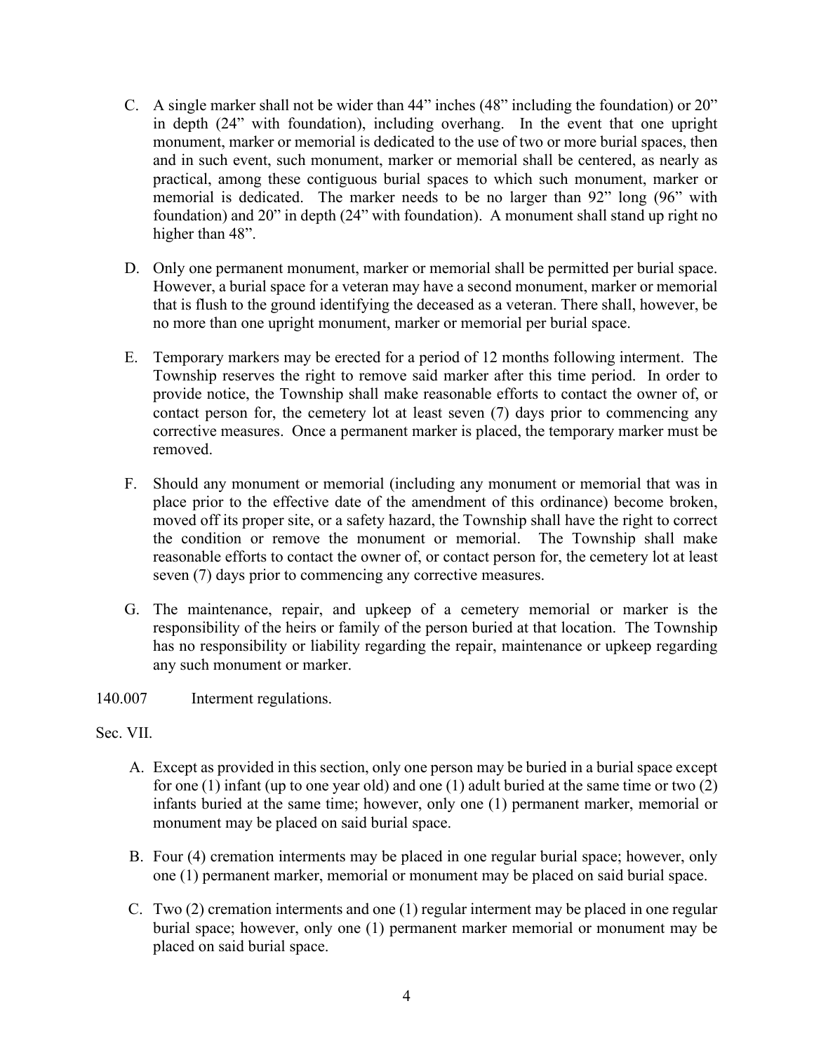C. A single marker shall not be wider than 44" inches (48" including the foundation) or 20" in depth (24" with foundation), including overhang. In the event that one upright monument, marker or memorial is dedicated to the use of two or more burial spaces, then and in such event, such monument, marker or memorial shall be centered, as nearly as practical, among these contiguous burial spaces to which such monument, marker or memorial is dedicated. The marker needs to be no larger than 92" long (96" with foundation) and 20" in depth (24" with foundation). A monument shall stand up right no higher than 48".

D. Only one permanent monument, marker or memorial shall be permitted per burial space. However, a burial space for a veteran may have a second monument, marker or memorial that is flush to the ground identifying the deceased as a veteran. There shall, however, be no more than one upright monument, marker or memorial per burial space.

E. Temporary markers may be erected for a period of 12 months following interment. The Township reserves the right to remove said marker after this time period. In order to provide notice, the Township shall make reasonable efforts to contact the owner of, or contact person for, the cemetery lot at least seven (7) days prior to commencing any corrective measures. Once a permanent marker is placed, the temporary marker must be removed.

F. Should any monument or memorial (including any monument or memorial that was in place prior to the effective date of the amendment of this ordinance) become broken, moved off its proper site, or a safety hazard, the Township shall have the right to correct the condition or remove the monument or memorial. The Township shall make reasonable efforts to contact the owner of, or contact person for, the cemetery lot at least seven (7) days prior to commencing any corrective measures.

G. The maintenance, repair, and upkeep of a cemetery memorial or marker is the responsibility of the heirs or family of the person buried at that location. The Township has no responsibility or liability regarding the repair, maintenance or upkeep regarding any such monument or marker.

140.007 Interment regulations.

Sec. VII.

A. Except as provided in this section, only one person may be buried in a burial space except for one (1) infant (up to one year old) and one (1) adult buried at the same time or two (2) infants buried at the same time; however, only one (1) permanent marker, memorial or monument may be placed on said burial space.

B. Four (4) cremation interments may be placed in one regular burial space; however, only one (1) permanent marker, memorial or monument may be placed on said burial space.

C. Two (2) cremation interments and one (1) regular interment may be placed in one regular burial space; however, only one (1) permanent marker memorial or monument may be placed on said burial space.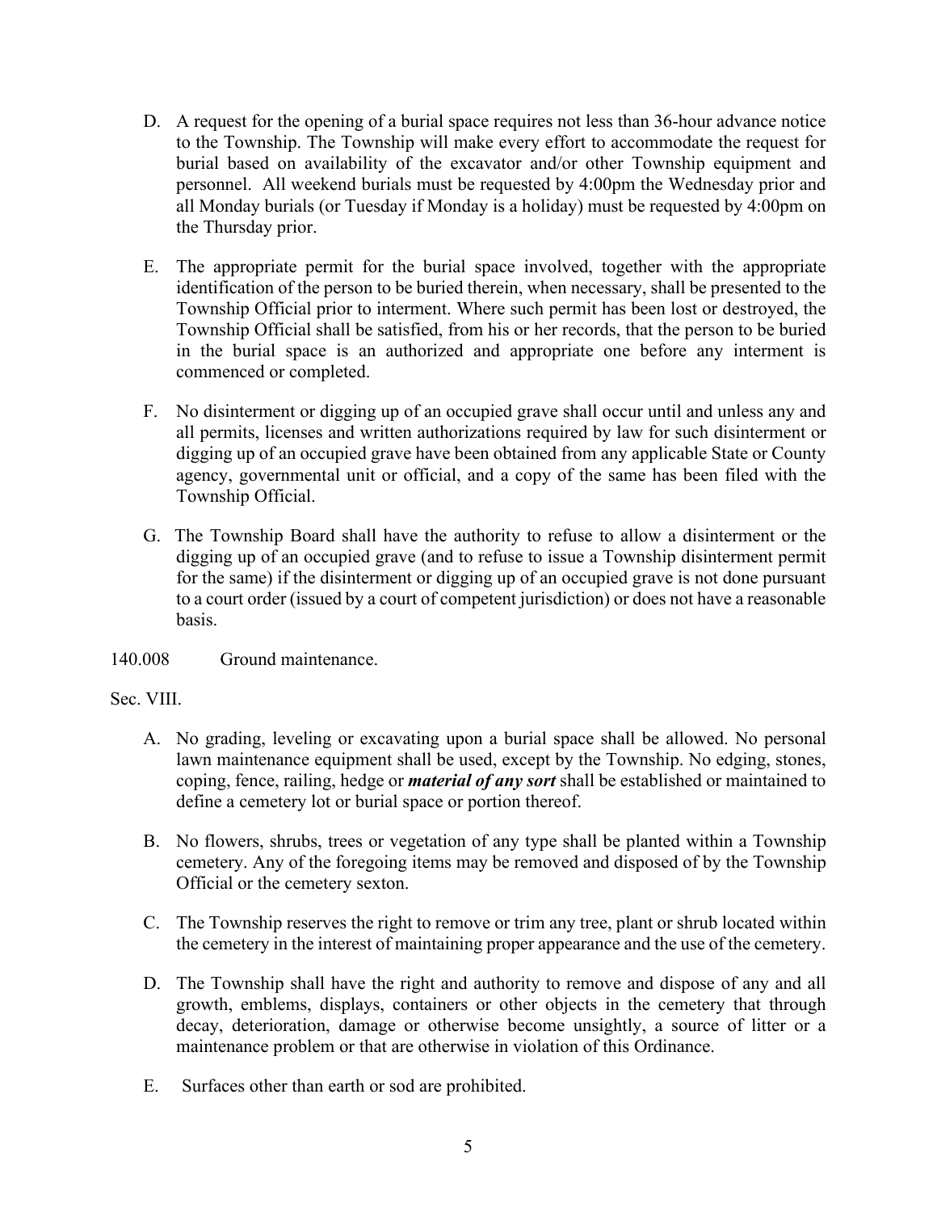D. A request for the opening of a burial space requires not less than 36-hour advance notice to the Township. The Township will make every effort to accommodate the request for burial based on availability of the excavator and/or other Township equipment and personnel. All weekend burials must be requested by 4:00pm the Wednesday prior and all Monday burials (or Tuesday if Monday is a holiday) must be requested by 4:00pm on the Thursday prior.

E. The appropriate permit for the burial space involved, together with the appropriate identification of the person to be buried therein, when necessary, shall be presented to the Township Official prior to interment. Where such permit has been lost or destroyed, the Township Official shall be satisfied, from his or her records, that the person to be buried in the burial space is an authorized and appropriate one before any interment is commenced or completed.

F. No disinterment or digging up of an occupied grave shall occur until and unless any and all permits, licenses and written authorizations required by law for such disinterment or digging up of an occupied grave have been obtained from any applicable State or County agency, governmental unit or official, and a copy of the same has been filed with the Township Official.

G. The Township Board shall have the authority to refuse to allow a disinterment or the digging up of an occupied grave (and to refuse to issue a Township disinterment permit for the same) if the disinterment or digging up of an occupied grave is not done pursuant to a court order (issued by a court of competent jurisdiction) or does not have a reasonable basis.

140.008 Ground maintenance.

Sec. VIII.

A. No grading, leveling or excavating upon a burial space shall be allowed. No personal lawn maintenance equipment shall be used, except by the Township. No edging, stones, coping, fence, railing, hedge or ***material of any sort*** shall be established or maintained to define a cemetery lot or burial space or portion thereof.

B. No flowers, shrubs, trees or vegetation of any type shall be planted within a Township cemetery. Any of the foregoing items may be removed and disposed of by the Township Official or the cemetery sexton.

C. The Township reserves the right to remove or trim any tree, plant or shrub located within the cemetery in the interest of maintaining proper appearance and the use of the cemetery.

D. The Township shall have the right and authority to remove and dispose of any and all growth, emblems, displays, containers or other objects in the cemetery that through decay, deterioration, damage or otherwise become unsightly, a source of litter or a maintenance problem or that are otherwise in violation of this Ordinance.

E. Surfaces other than earth or sod are prohibited.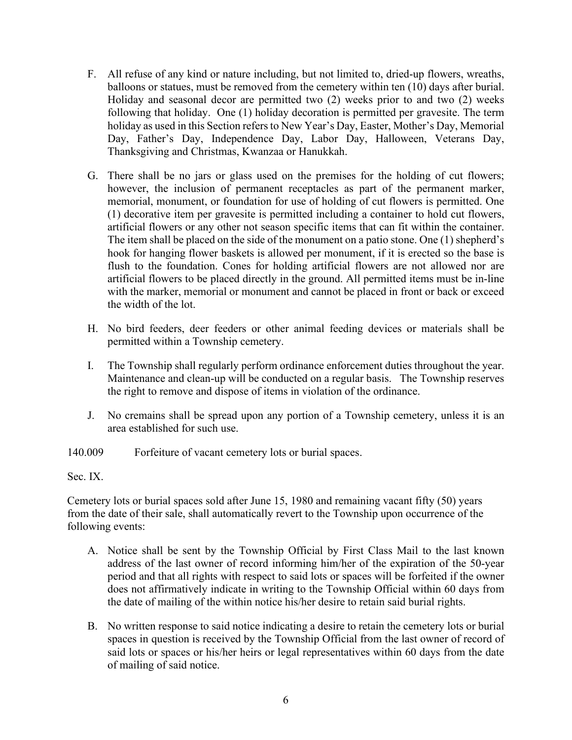F. All refuse of any kind or nature including, but not limited to, dried-up flowers, wreaths, balloons or statues, must be removed from the cemetery within ten (10) days after burial. Holiday and seasonal decor are permitted two (2) weeks prior to and two (2) weeks following that holiday. One (1) holiday decoration is permitted per gravesite. The term holiday as used in this Section refers to New Year's Day, Easter, Mother's Day, Memorial Day, Father's Day, Independence Day, Labor Day, Halloween, Veterans Day, Thanksgiving and Christmas, Kwanzaa or Hanukkah.

G. There shall be no jars or glass used on the premises for the holding of cut flowers; however, the inclusion of permanent receptacles as part of the permanent marker, memorial, monument, or foundation for use of holding of cut flowers is permitted. One (1) decorative item per gravesite is permitted including a container to hold cut flowers, artificial flowers or any other not season specific items that can fit within the container. The item shall be placed on the side of the monument on a patio stone. One (1) shepherd's hook for hanging flower baskets is allowed per monument, if it is erected so the base is flush to the foundation. Cones for holding artificial flowers are not allowed nor are artificial flowers to be placed directly in the ground. All permitted items must be in-line with the marker, memorial or monument and cannot be placed in front or back or exceed the width of the lot.

H. No bird feeders, deer feeders or other animal feeding devices or materials shall be permitted within a Township cemetery.

I. The Township shall regularly perform ordinance enforcement duties throughout the year. Maintenance and clean-up will be conducted on a regular basis. The Township reserves the right to remove and dispose of items in violation of the ordinance.

J. No cremains shall be spread upon any portion of a Township cemetery, unless it is an area established for such use.

140.009 Forfeiture of vacant cemetery lots or burial spaces.

Sec. IX.

Cemetery lots or burial spaces sold after June 15, 1980 and remaining vacant fifty (50) years from the date of their sale, shall automatically revert to the Township upon occurrence of the following events:

A. Notice shall be sent by the Township Official by First Class Mail to the last known address of the last owner of record informing him/her of the expiration of the 50-year period and that all rights with respect to said lots or spaces will be forfeited if the owner does not affirmatively indicate in writing to the Township Official within 60 days from the date of mailing of the within notice his/her desire to retain said burial rights.

B. No written response to said notice indicating a desire to retain the cemetery lots or burial spaces in question is received by the Township Official from the last owner of record of said lots or spaces or his/her heirs or legal representatives within 60 days from the date of mailing of said notice.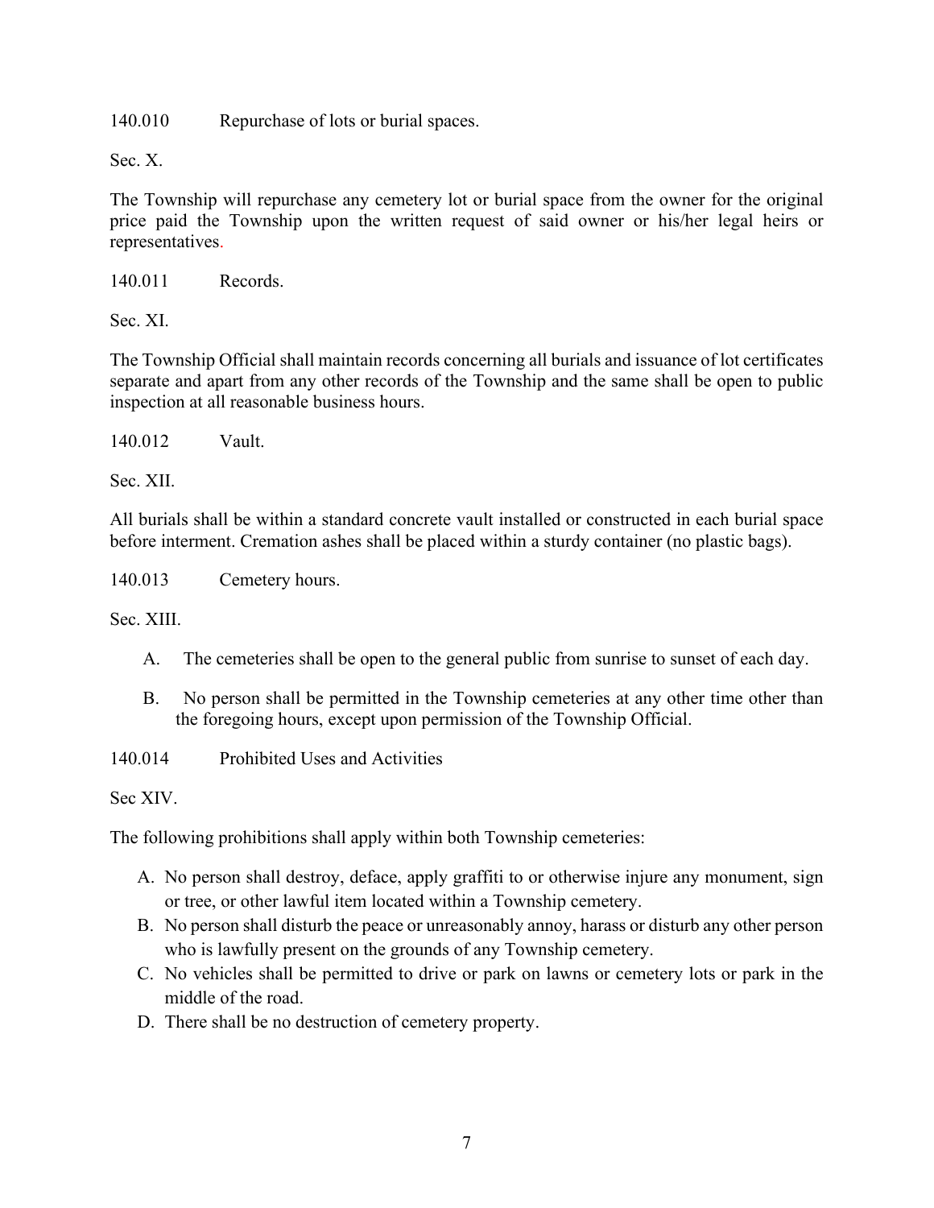140.010 Repurchase of lots or burial spaces.

Sec. X.

The Township will repurchase any cemetery lot or burial space from the owner for the original price paid the Township upon the written request of said owner or his/her legal heirs or representatives.

140.011 Records.

Sec. XI.

The Township Official shall maintain records concerning all burials and issuance of lot certificates separate and apart from any other records of the Township and the same shall be open to public inspection at all reasonable business hours.

140.012 Vault.

Sec. XII.

All burials shall be within a standard concrete vault installed or constructed in each burial space before interment. Cremation ashes shall be placed within a sturdy container (no plastic bags).

140.013 Cemetery hours.

Sec. XIII.

A. The cemeteries shall be open to the general public from sunrise to sunset of each day.

B. No person shall be permitted in the Township cemeteries at any other time other than the foregoing hours, except upon permission of the Township Official.

140.014 Prohibited Uses and Activities

Sec XIV.

The following prohibitions shall apply within both Township cemeteries:

A. No person shall destroy, deface, apply graffiti to or otherwise injure any monument, sign or tree, or other lawful item located within a Township cemetery.
B. No person shall disturb the peace or unreasonably annoy, harass or disturb any other person who is lawfully present on the grounds of any Township cemetery.
C. No vehicles shall be permitted to drive or park on lawns or cemetery lots or park in the middle of the road.
D. There shall be no destruction of cemetery property.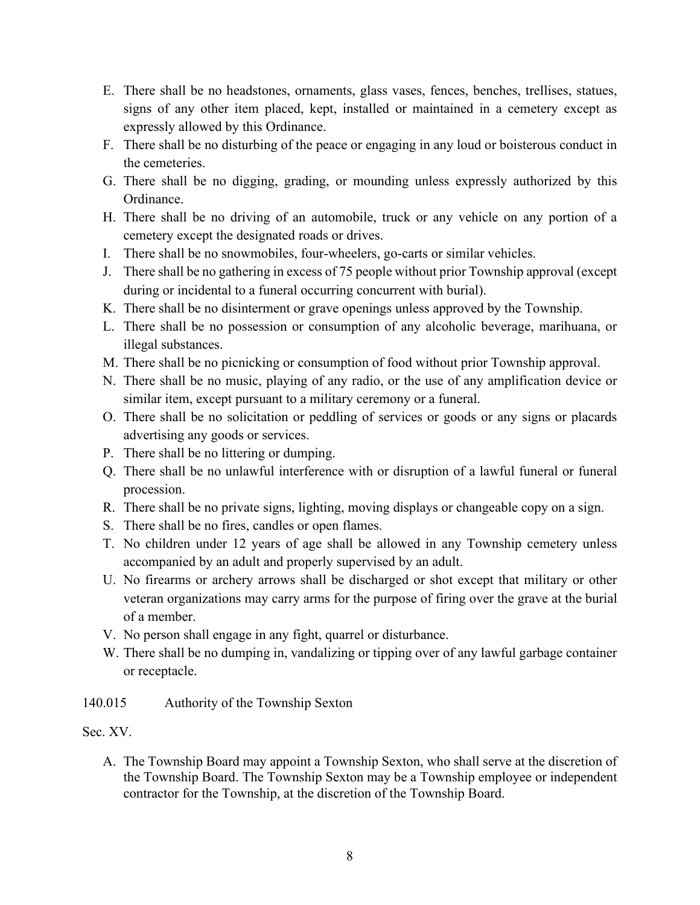E. There shall be no headstones, ornaments, glass vases, fences, benches, trellises, statues, signs of any other item placed, kept, installed or maintained in a cemetery except as expressly allowed by this Ordinance.
F. There shall be no disturbing of the peace or engaging in any loud or boisterous conduct in the cemeteries.
G. There shall be no digging, grading, or mounding unless expressly authorized by this Ordinance.
H. There shall be no driving of an automobile, truck or any vehicle on any portion of a cemetery except the designated roads or drives.
I. There shall be no snowmobiles, four-wheelers, go-carts or similar vehicles.
J. There shall be no gathering in excess of 75 people without prior Township approval (except during or incidental to a funeral occurring concurrent with burial).
K. There shall be no disinterment or grave openings unless approved by the Township.
L. There shall be no possession or consumption of any alcoholic beverage, marihuana, or illegal substances.
M. There shall be no picnicking or consumption of food without prior Township approval.
N. There shall be no music, playing of any radio, or the use of any amplification device or similar item, except pursuant to a military ceremony or a funeral.
O. There shall be no solicitation or peddling of services or goods or any signs or placards advertising any goods or services.
P. There shall be no littering or dumping.
Q. There shall be no unlawful interference with or disruption of a lawful funeral or funeral procession.
R. There shall be no private signs, lighting, moving displays or changeable copy on a sign.
S. There shall be no fires, candles or open flames.
T. No children under 12 years of age shall be allowed in any Township cemetery unless accompanied by an adult and properly supervised by an adult.
U. No firearms or archery arrows shall be discharged or shot except that military or other veteran organizations may carry arms for the purpose of firing over the grave at the burial of a member.
V. No person shall engage in any fight, quarrel or disturbance.
W. There shall be no dumping in, vandalizing or tipping over of any lawful garbage container or receptacle.

140.015 Authority of the Township Sexton

Sec. XV.

A. The Township Board may appoint a Township Sexton, who shall serve at the discretion of the Township Board. The Township Sexton may be a Township employee or independent contractor for the Township, at the discretion of the Township Board.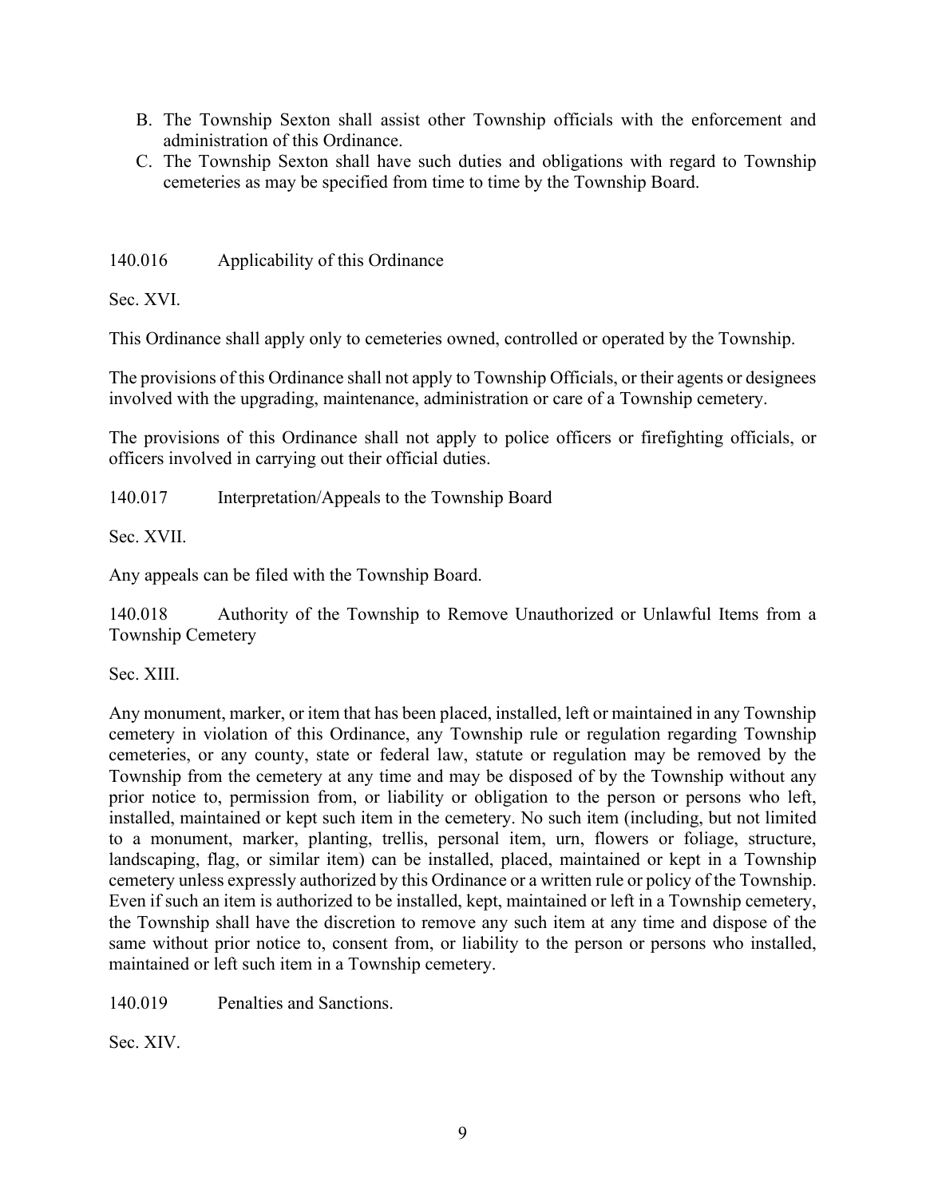B. The Township Sexton shall assist other Township officials with the enforcement and administration of this Ordinance.
C. The Township Sexton shall have such duties and obligations with regard to Township cemeteries as may be specified from time to time by the Township Board.

140.016 Applicability of this Ordinance

Sec. XVI.

This Ordinance shall apply only to cemeteries owned, controlled or operated by the Township.

The provisions of this Ordinance shall not apply to Township Officials, or their agents or designees involved with the upgrading, maintenance, administration or care of a Township cemetery.

The provisions of this Ordinance shall not apply to police officers or firefighting officials, or officers involved in carrying out their official duties.

140.017 Interpretation/Appeals to the Township Board

Sec. XVII.

Any appeals can be filed with the Township Board.

140.018 Authority of the Township to Remove Unauthorized or Unlawful Items from a Township Cemetery

Sec. XIII.

Any monument, marker, or item that has been placed, installed, left or maintained in any Township cemetery in violation of this Ordinance, any Township rule or regulation regarding Township cemeteries, or any county, state or federal law, statute or regulation may be removed by the Township from the cemetery at any time and may be disposed of by the Township without any prior notice to, permission from, or liability or obligation to the person or persons who left, installed, maintained or kept such item in the cemetery. No such item (including, but not limited to a monument, marker, planting, trellis, personal item, urn, flowers or foliage, structure, landscaping, flag, or similar item) can be installed, placed, maintained or kept in a Township cemetery unless expressly authorized by this Ordinance or a written rule or policy of the Township. Even if such an item is authorized to be installed, kept, maintained or left in a Township cemetery, the Township shall have the discretion to remove any such item at any time and dispose of the same without prior notice to, consent from, or liability to the person or persons who installed, maintained or left such item in a Township cemetery.

140.019 Penalties and Sanctions.

Sec. XIV.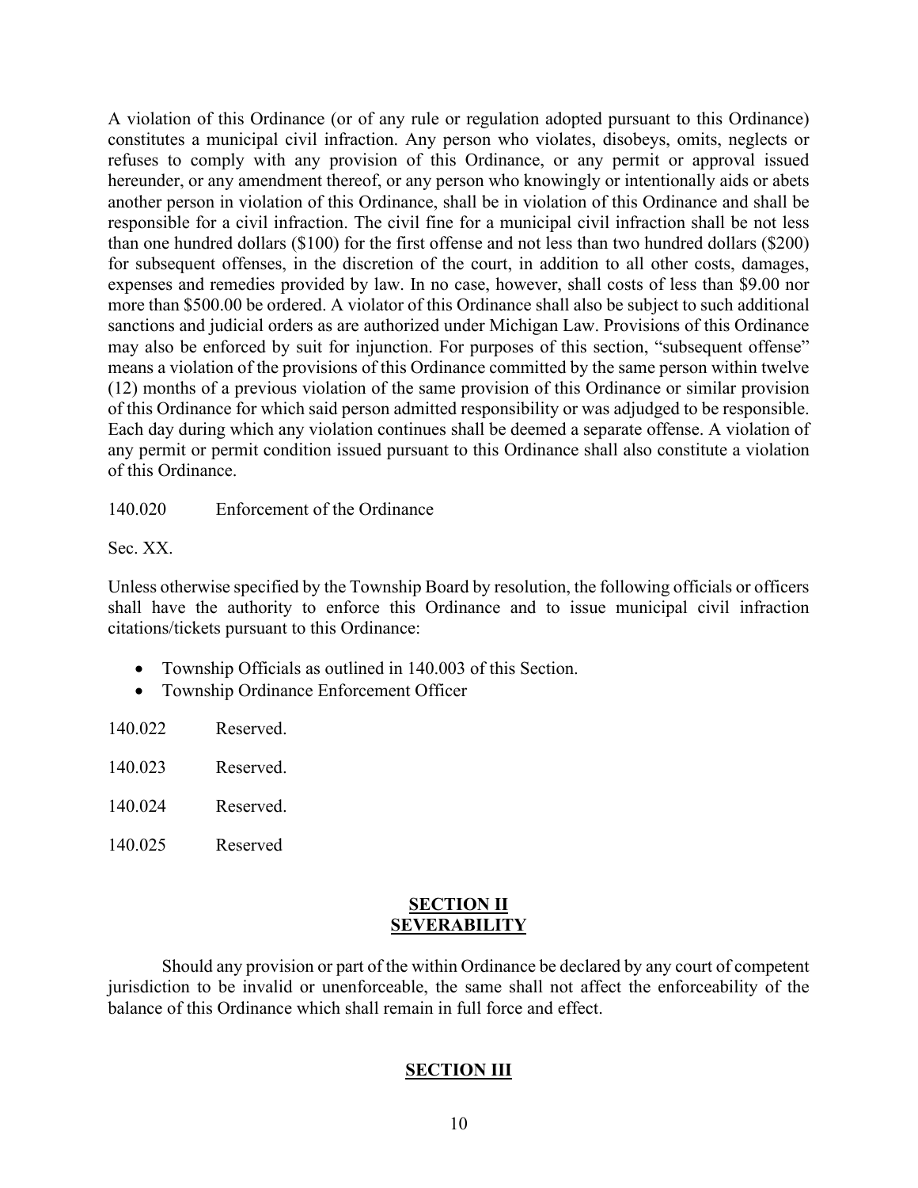A violation of this Ordinance (or of any rule or regulation adopted pursuant to this Ordinance) constitutes a municipal civil infraction. Any person who violates, disobeys, omits, neglects or refuses to comply with any provision of this Ordinance, or any permit or approval issued hereunder, or any amendment thereof, or any person who knowingly or intentionally aids or abets another person in violation of this Ordinance, shall be in violation of this Ordinance and shall be responsible for a civil infraction. The civil fine for a municipal civil infraction shall be not less than one hundred dollars ($100) for the first offense and not less than two hundred dollars ($200) for subsequent offenses, in the discretion of the court, in addition to all other costs, damages, expenses and remedies provided by law. In no case, however, shall costs of less than $9.00 nor more than $500.00 be ordered. A violator of this Ordinance shall also be subject to such additional sanctions and judicial orders as are authorized under Michigan Law. Provisions of this Ordinance may also be enforced by suit for injunction. For purposes of this section, "subsequent offense" means a violation of the provisions of this Ordinance committed by the same person within twelve (12) months of a previous violation of the same provision of this Ordinance or similar provision of this Ordinance for which said person admitted responsibility or was adjudged to be responsible. Each day during which any violation continues shall be deemed a separate offense. A violation of any permit or permit condition issued pursuant to this Ordinance shall also constitute a violation of this Ordinance.

140.020 Enforcement of the Ordinance

Sec. XX.

Unless otherwise specified by the Township Board by resolution, the following officials or officers shall have the authority to enforce this Ordinance and to issue municipal civil infraction citations/tickets pursuant to this Ordinance:

- Township Officials as outlined in 140.003 of this Section.
- Township Ordinance Enforcement Officer

140.022 Reserved.

140.023 Reserved.

140.024 Reserved.

140.025 Reserved

## SECTION II
## SEVERABILITY

Should any provision or part of the within Ordinance be declared by any court of competent jurisdiction to be invalid or unenforceable, the same shall not affect the enforceability of the balance of this Ordinance which shall remain in full force and effect.

## SECTION III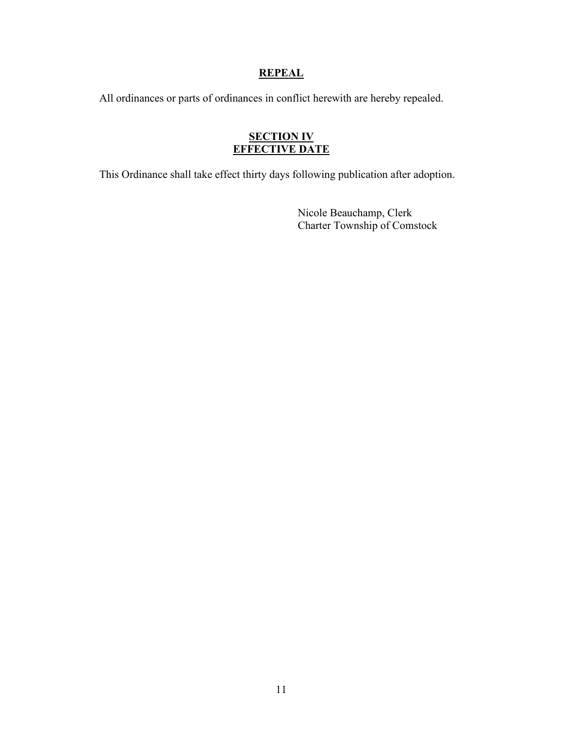## REPEAL

All ordinances or parts of ordinances in conflict herewith are hereby repealed.

## SECTION IV
## EFFECTIVE DATE

This Ordinance shall take effect thirty days following publication after adoption.

Nicole Beauchamp, Clerk
Charter Township of Comstock